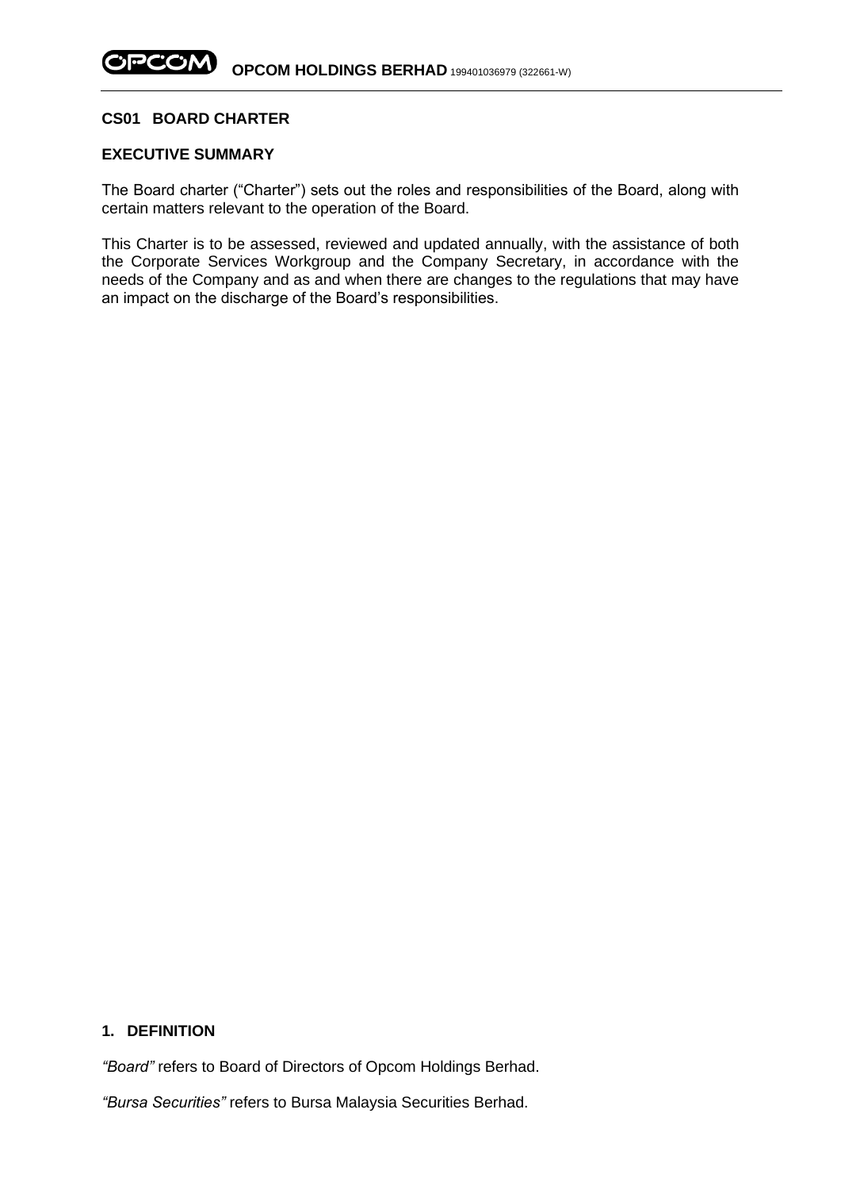## CS01 BOARD CHARTER

### EXECUTIVE SUMMARY

The Board charter ("Charter") sets out the roles and responsibilities of the Board, along with certain matters relevant to the operation of the Board.

This Charter is to be assessed, reviewed and updated annually, with the assistance of both the Corporate Services Workgroup and the Company Secretary, in accordance with the needs of the Company and as and when there are changes to the regulations that may have an impact on the discharge of the Board's responsibilities.

### 1. DEFINITION

*"Board"* refers to Board of Directors of Opcom Holdings Berhad.

*"Bursa Securities"* refers to Bursa Malaysia Securities Berhad.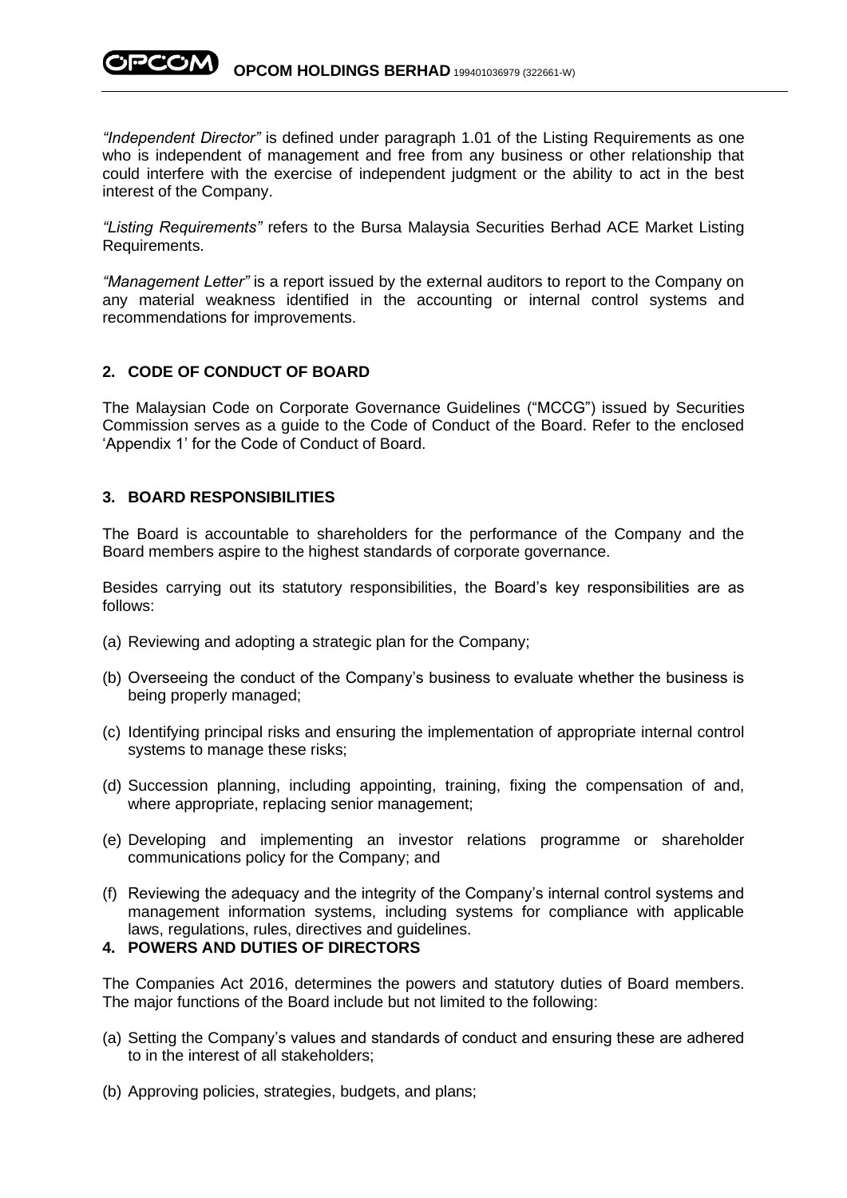*"Independent Director"* is defined under paragraph 1.01 of the Listing Requirements as one who is independent of management and free from any business or other relationship that could interfere with the exercise of independent judgment or the ability to act in the best interest of the Company.

*"Listing Requirements"* refers to the Bursa Malaysia Securities Berhad ACE Market Listing Requirements.

*"Management Letter"* is a report issued by the external auditors to report to the Company on any material weakness identified in the accounting or internal control systems and recommendations for improvements.

## 2. CODE OF CONDUCT OF BOARD

The Malaysian Code on Corporate Governance Guidelines ("MCCG") issued by Securities Commission serves as a guide to the Code of Conduct of the Board. Refer to the enclosed 'Appendix 1' for the Code of Conduct of Board.

## 3. BOARD RESPONSIBILITIES

The Board is accountable to shareholders for the performance of the Company and the Board members aspire to the highest standards of corporate governance.

Besides carrying out its statutory responsibilities, the Board's key responsibilities are as follows:

(a) Reviewing and adopting a strategic plan for the Company;

(b) Overseeing the conduct of the Company's business to evaluate whether the business is being properly managed;

(c) Identifying principal risks and ensuring the implementation of appropriate internal control systems to manage these risks;

(d) Succession planning, including appointing, training, fixing the compensation of and, where appropriate, replacing senior management;

(e) Developing and implementing an investor relations programme or shareholder communications policy for the Company; and

(f) Reviewing the adequacy and the integrity of the Company's internal control systems and management information systems, including systems for compliance with applicable laws, regulations, rules, directives and guidelines.

## 4. POWERS AND DUTIES OF DIRECTORS

The Companies Act 2016, determines the powers and statutory duties of Board members. The major functions of the Board include but not limited to the following:

(a) Setting the Company's values and standards of conduct and ensuring these are adhered to in the interest of all stakeholders;

(b) Approving policies, strategies, budgets, and plans;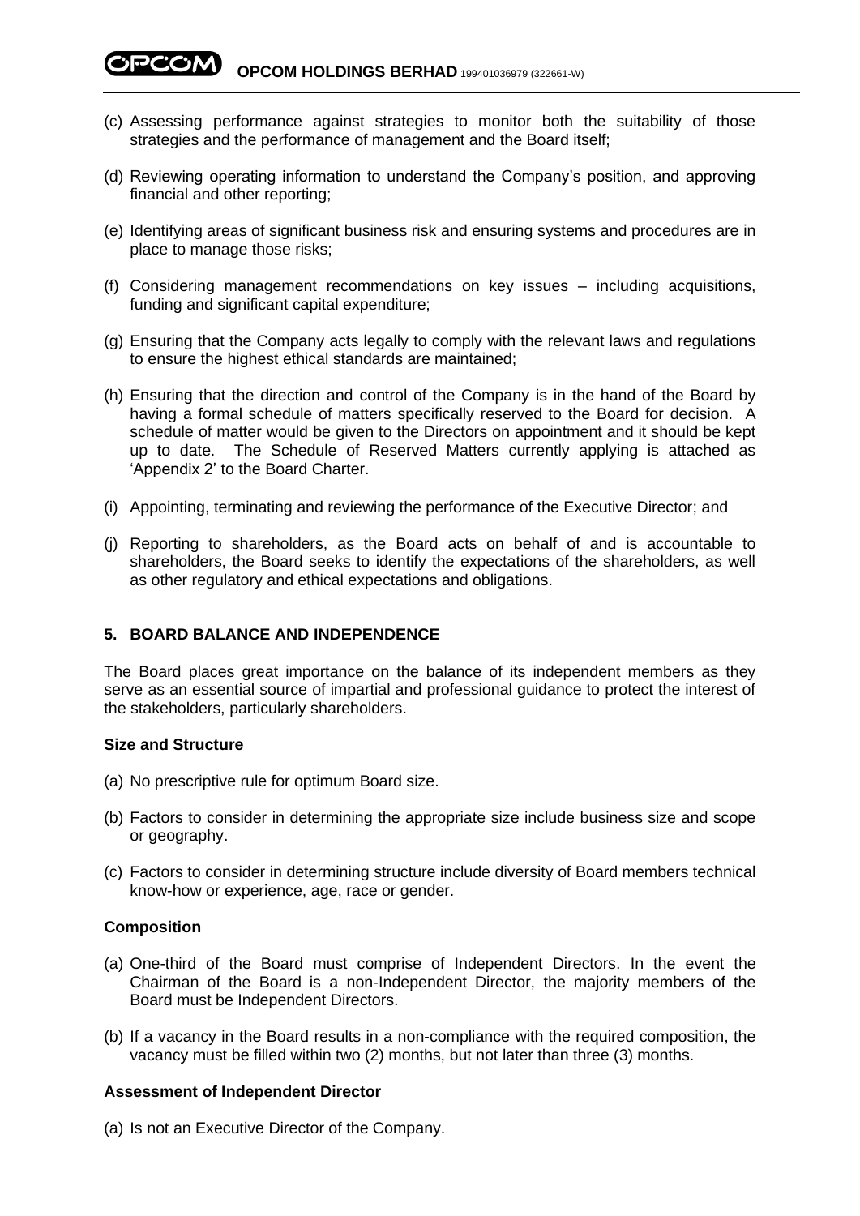(c) Assessing performance against strategies to monitor both the suitability of those strategies and the performance of management and the Board itself;

(d) Reviewing operating information to understand the Company's position, and approving financial and other reporting;

(e) Identifying areas of significant business risk and ensuring systems and procedures are in place to manage those risks;

(f) Considering management recommendations on key issues – including acquisitions, funding and significant capital expenditure;

(g) Ensuring that the Company acts legally to comply with the relevant laws and regulations to ensure the highest ethical standards are maintained;

(h) Ensuring that the direction and control of the Company is in the hand of the Board by having a formal schedule of matters specifically reserved to the Board for decision. A schedule of matter would be given to the Directors on appointment and it should be kept up to date. The Schedule of Reserved Matters currently applying is attached as 'Appendix 2' to the Board Charter.

(i) Appointing, terminating and reviewing the performance of the Executive Director; and

(j) Reporting to shareholders, as the Board acts on behalf of and is accountable to shareholders, the Board seeks to identify the expectations of the shareholders, as well as other regulatory and ethical expectations and obligations.

## 5. BOARD BALANCE AND INDEPENDENCE

The Board places great importance on the balance of its independent members as they serve as an essential source of impartial and professional guidance to protect the interest of the stakeholders, particularly shareholders.

**Size and Structure**

(a) No prescriptive rule for optimum Board size.

(b) Factors to consider in determining the appropriate size include business size and scope or geography.

(c) Factors to consider in determining structure include diversity of Board members technical know-how or experience, age, race or gender.

**Composition**

(a) One-third of the Board must comprise of Independent Directors. In the event the Chairman of the Board is a non-Independent Director, the majority members of the Board must be Independent Directors.

(b) If a vacancy in the Board results in a non-compliance with the required composition, the vacancy must be filled within two (2) months, but not later than three (3) months.

**Assessment of Independent Director**

(a) Is not an Executive Director of the Company.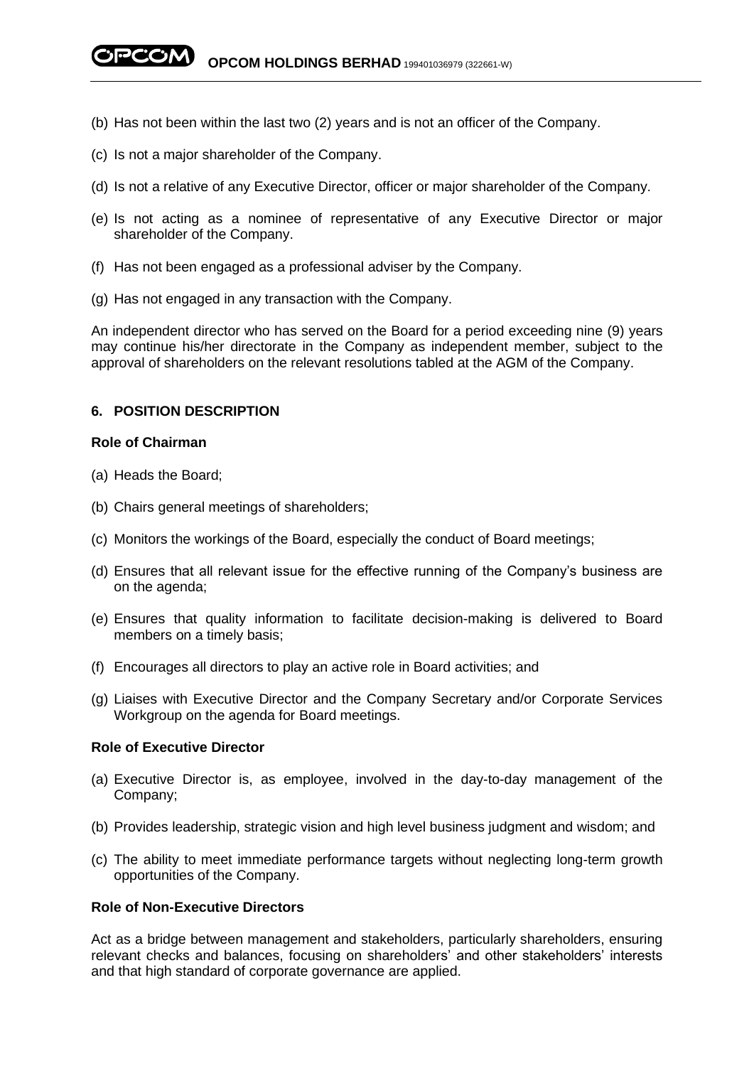(b) Has not been within the last two (2) years and is not an officer of the Company.

(c) Is not a major shareholder of the Company.

(d) Is not a relative of any Executive Director, officer or major shareholder of the Company.

(e) Is not acting as a nominee of representative of any Executive Director or major shareholder of the Company.

(f) Has not been engaged as a professional adviser by the Company.

(g) Has not engaged in any transaction with the Company.

An independent director who has served on the Board for a period exceeding nine (9) years may continue his/her directorate in the Company as independent member, subject to the approval of shareholders on the relevant resolutions tabled at the AGM of the Company.

## 6. POSITION DESCRIPTION

### Role of Chairman

(a) Heads the Board;

(b) Chairs general meetings of shareholders;

(c) Monitors the workings of the Board, especially the conduct of Board meetings;

(d) Ensures that all relevant issue for the effective running of the Company's business are on the agenda;

(e) Ensures that quality information to facilitate decision-making is delivered to Board members on a timely basis;

(f) Encourages all directors to play an active role in Board activities; and

(g) Liaises with Executive Director and the Company Secretary and/or Corporate Services Workgroup on the agenda for Board meetings.

### Role of Executive Director

(a) Executive Director is, as employee, involved in the day-to-day management of the Company;

(b) Provides leadership, strategic vision and high level business judgment and wisdom; and

(c) The ability to meet immediate performance targets without neglecting long-term growth opportunities of the Company.

### Role of Non-Executive Directors

Act as a bridge between management and stakeholders, particularly shareholders, ensuring relevant checks and balances, focusing on shareholders' and other stakeholders' interests and that high standard of corporate governance are applied.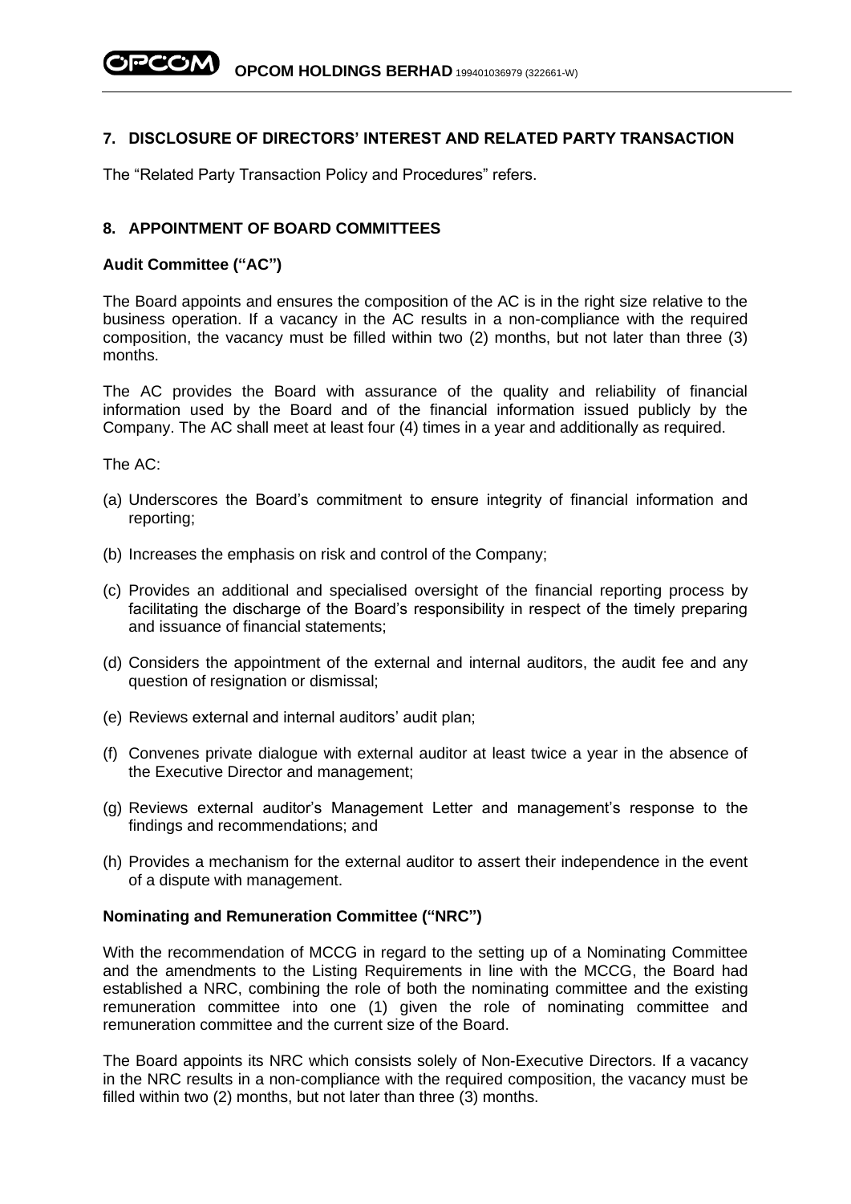## 7. DISCLOSURE OF DIRECTORS' INTEREST AND RELATED PARTY TRANSACTION

The "Related Party Transaction Policy and Procedures" refers.

## 8. APPOINTMENT OF BOARD COMMITTEES

**Audit Committee ("AC")**

The Board appoints and ensures the composition of the AC is in the right size relative to the business operation. If a vacancy in the AC results in a non-compliance with the required composition, the vacancy must be filled within two (2) months, but not later than three (3) months.

The AC provides the Board with assurance of the quality and reliability of financial information used by the Board and of the financial information issued publicly by the Company. The AC shall meet at least four (4) times in a year and additionally as required.

The AC:

(a) Underscores the Board's commitment to ensure integrity of financial information and reporting;

(b) Increases the emphasis on risk and control of the Company;

(c) Provides an additional and specialised oversight of the financial reporting process by facilitating the discharge of the Board's responsibility in respect of the timely preparing and issuance of financial statements;

(d) Considers the appointment of the external and internal auditors, the audit fee and any question of resignation or dismissal;

(e) Reviews external and internal auditors' audit plan;

(f) Convenes private dialogue with external auditor at least twice a year in the absence of the Executive Director and management;

(g) Reviews external auditor's Management Letter and management's response to the findings and recommendations; and

(h) Provides a mechanism for the external auditor to assert their independence in the event of a dispute with management.

**Nominating and Remuneration Committee ("NRC")**

With the recommendation of MCCG in regard to the setting up of a Nominating Committee and the amendments to the Listing Requirements in line with the MCCG, the Board had established a NRC, combining the role of both the nominating committee and the existing remuneration committee into one (1) given the role of nominating committee and remuneration committee and the current size of the Board.

The Board appoints its NRC which consists solely of Non-Executive Directors. If a vacancy in the NRC results in a non-compliance with the required composition, the vacancy must be filled within two (2) months, but not later than three (3) months.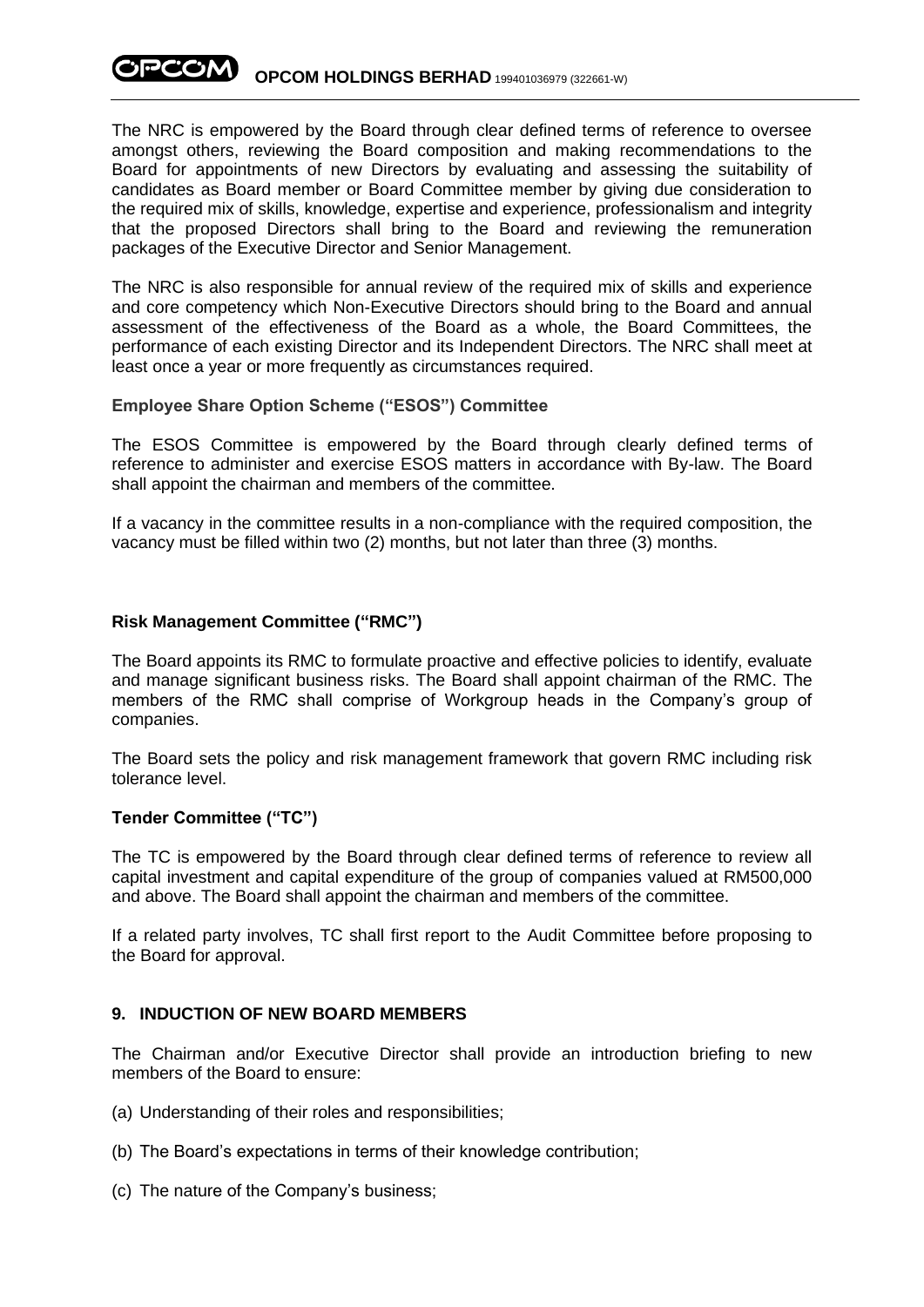The NRC is empowered by the Board through clear defined terms of reference to oversee amongst others, reviewing the Board composition and making recommendations to the Board for appointments of new Directors by evaluating and assessing the suitability of candidates as Board member or Board Committee member by giving due consideration to the required mix of skills, knowledge, expertise and experience, professionalism and integrity that the proposed Directors shall bring to the Board and reviewing the remuneration packages of the Executive Director and Senior Management.

The NRC is also responsible for annual review of the required mix of skills and experience and core competency which Non-Executive Directors should bring to the Board and annual assessment of the effectiveness of the Board as a whole, the Board Committees, the performance of each existing Director and its Independent Directors. The NRC shall meet at least once a year or more frequently as circumstances required.

**Employee Share Option Scheme ("ESOS") Committee**

The ESOS Committee is empowered by the Board through clearly defined terms of reference to administer and exercise ESOS matters in accordance with By-law. The Board shall appoint the chairman and members of the committee.

If a vacancy in the committee results in a non-compliance with the required composition, the vacancy must be filled within two (2) months, but not later than three (3) months.

**Risk Management Committee ("RMC")**

The Board appoints its RMC to formulate proactive and effective policies to identify, evaluate and manage significant business risks. The Board shall appoint chairman of the RMC. The members of the RMC shall comprise of Workgroup heads in the Company's group of companies.

The Board sets the policy and risk management framework that govern RMC including risk tolerance level.

**Tender Committee ("TC")**

The TC is empowered by the Board through clear defined terms of reference to review all capital investment and capital expenditure of the group of companies valued at RM500,000 and above. The Board shall appoint the chairman and members of the committee.

If a related party involves, TC shall first report to the Audit Committee before proposing to the Board for approval.

## 9. INDUCTION OF NEW BOARD MEMBERS

The Chairman and/or Executive Director shall provide an introduction briefing to new members of the Board to ensure:

(a) Understanding of their roles and responsibilities;

(b) The Board's expectations in terms of their knowledge contribution;

(c) The nature of the Company's business;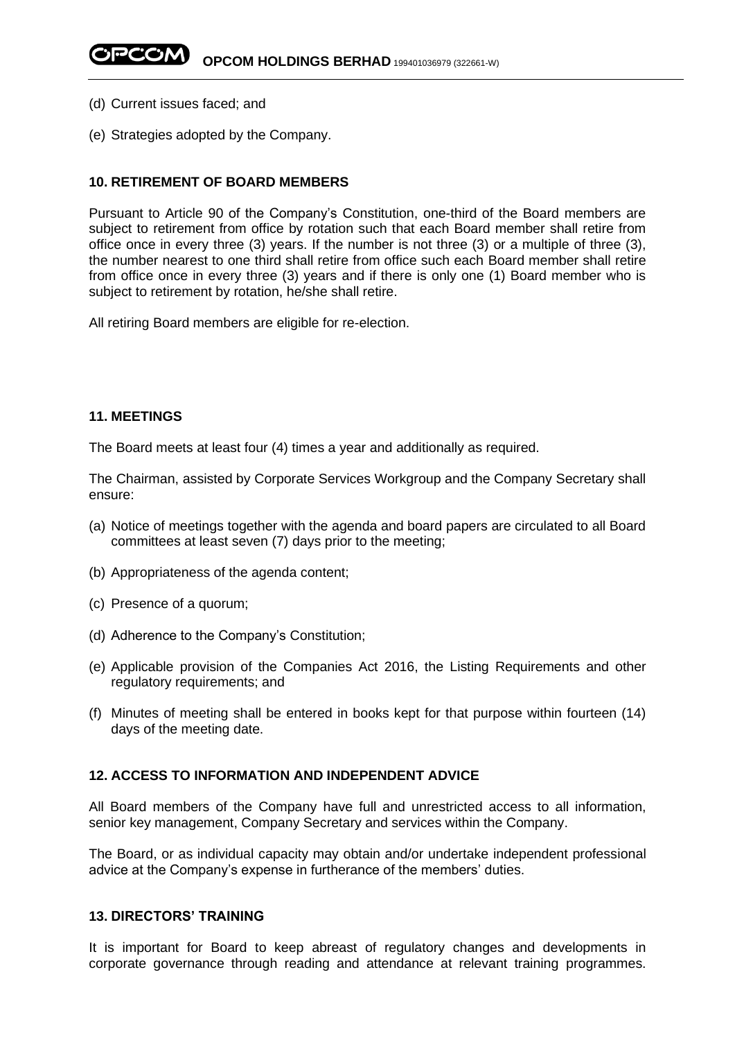(d) Current issues faced; and

(e) Strategies adopted by the Company.

## 10. RETIREMENT OF BOARD MEMBERS

Pursuant to Article 90 of the Company's Constitution, one-third of the Board members are subject to retirement from office by rotation such that each Board member shall retire from office once in every three (3) years. If the number is not three (3) or a multiple of three (3), the number nearest to one third shall retire from office such each Board member shall retire from office once in every three (3) years and if there is only one (1) Board member who is subject to retirement by rotation, he/she shall retire.

All retiring Board members are eligible for re-election.

## 11. MEETINGS

The Board meets at least four (4) times a year and additionally as required.

The Chairman, assisted by Corporate Services Workgroup and the Company Secretary shall ensure:

(a) Notice of meetings together with the agenda and board papers are circulated to all Board committees at least seven (7) days prior to the meeting;

(b) Appropriateness of the agenda content;

(c) Presence of a quorum;

(d) Adherence to the Company's Constitution;

(e) Applicable provision of the Companies Act 2016, the Listing Requirements and other regulatory requirements; and

(f) Minutes of meeting shall be entered in books kept for that purpose within fourteen (14) days of the meeting date.

## 12. ACCESS TO INFORMATION AND INDEPENDENT ADVICE

All Board members of the Company have full and unrestricted access to all information, senior key management, Company Secretary and services within the Company.

The Board, or as individual capacity may obtain and/or undertake independent professional advice at the Company's expense in furtherance of the members' duties.

## 13. DIRECTORS' TRAINING

It is important for Board to keep abreast of regulatory changes and developments in corporate governance through reading and attendance at relevant training programmes.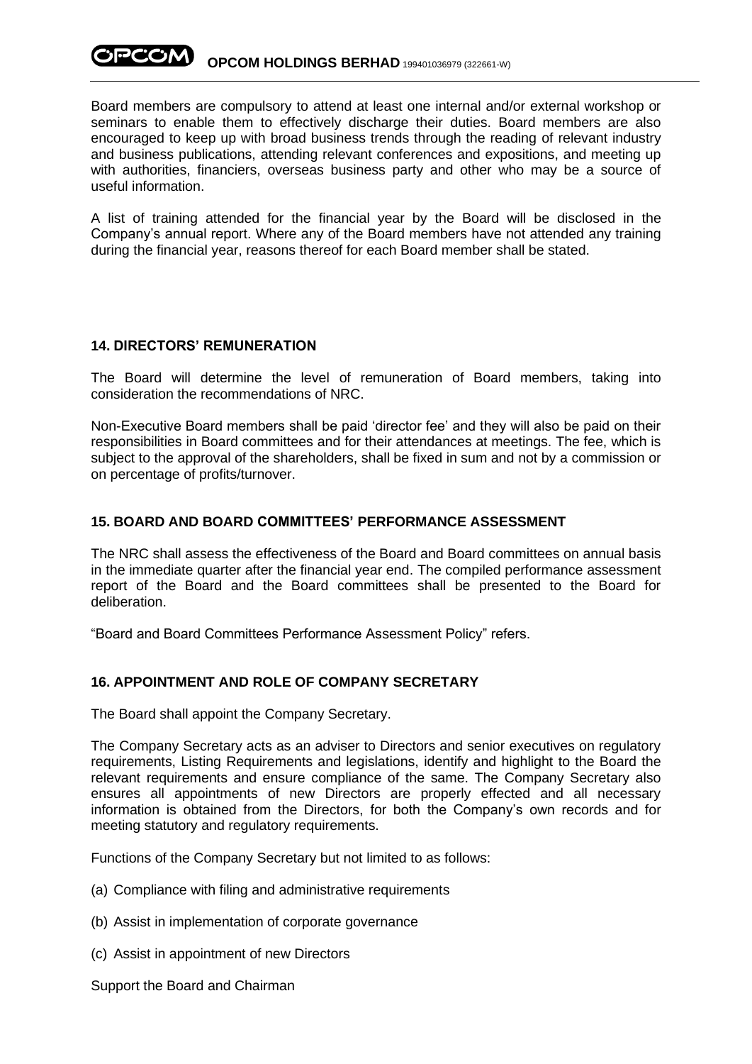Board members are compulsory to attend at least one internal and/or external workshop or seminars to enable them to effectively discharge their duties. Board members are also encouraged to keep up with broad business trends through the reading of relevant industry and business publications, attending relevant conferences and expositions, and meeting up with authorities, financiers, overseas business party and other who may be a source of useful information.

A list of training attended for the financial year by the Board will be disclosed in the Company's annual report. Where any of the Board members have not attended any training during the financial year, reasons thereof for each Board member shall be stated.

## 14. DIRECTORS' REMUNERATION

The Board will determine the level of remuneration of Board members, taking into consideration the recommendations of NRC.

Non-Executive Board members shall be paid 'director fee' and they will also be paid on their responsibilities in Board committees and for their attendances at meetings. The fee, which is subject to the approval of the shareholders, shall be fixed in sum and not by a commission or on percentage of profits/turnover.

## 15. BOARD AND BOARD COMMITTEES' PERFORMANCE ASSESSMENT

The NRC shall assess the effectiveness of the Board and Board committees on annual basis in the immediate quarter after the financial year end. The compiled performance assessment report of the Board and the Board committees shall be presented to the Board for deliberation.

"Board and Board Committees Performance Assessment Policy" refers.

## 16. APPOINTMENT AND ROLE OF COMPANY SECRETARY

The Board shall appoint the Company Secretary.

The Company Secretary acts as an adviser to Directors and senior executives on regulatory requirements, Listing Requirements and legislations, identify and highlight to the Board the relevant requirements and ensure compliance of the same. The Company Secretary also ensures all appointments of new Directors are properly effected and all necessary information is obtained from the Directors, for both the Company's own records and for meeting statutory and regulatory requirements.

Functions of the Company Secretary but not limited to as follows:

(a) Compliance with filing and administrative requirements

(b) Assist in implementation of corporate governance

(c) Assist in appointment of new Directors

Support the Board and Chairman